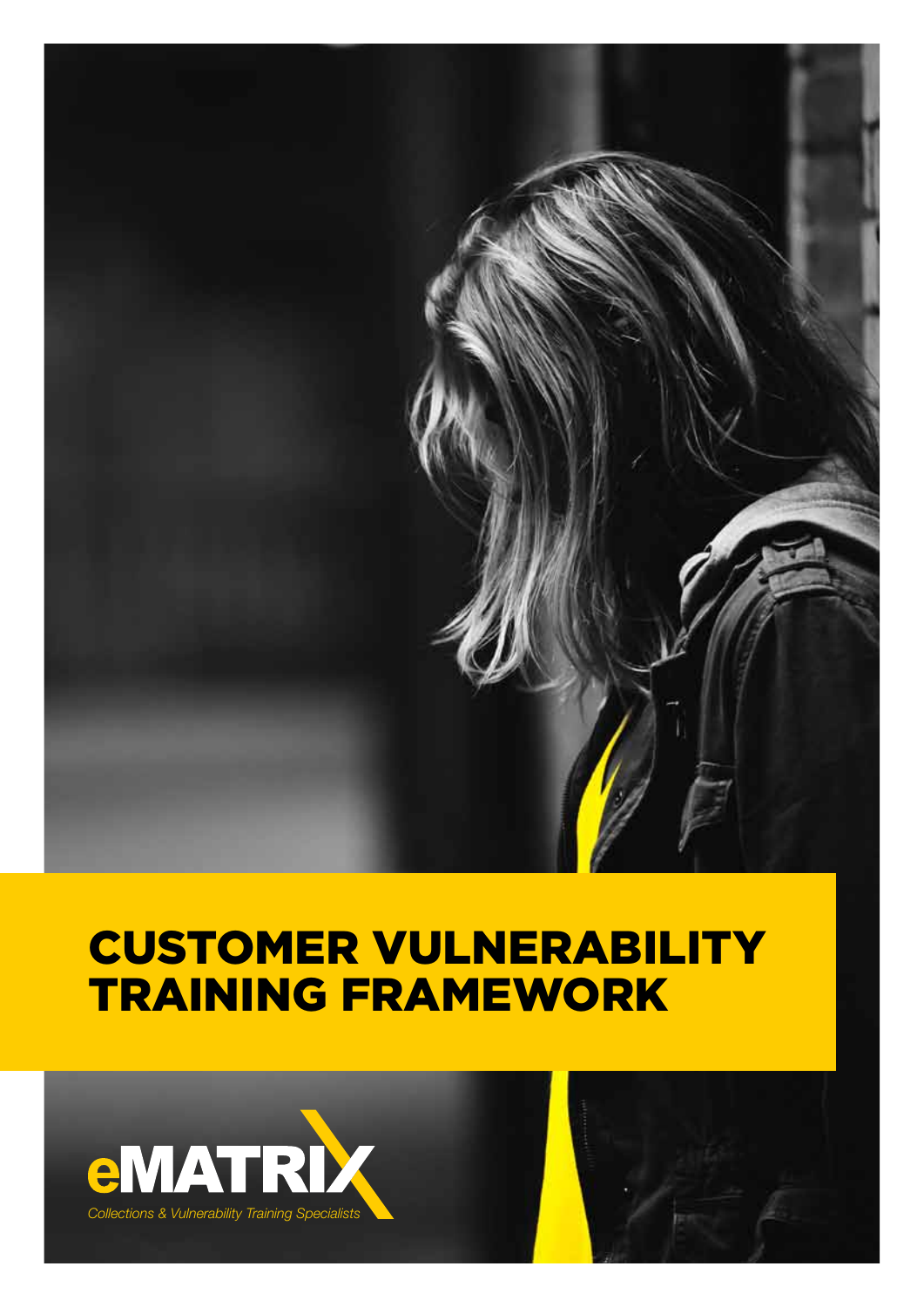# CUSTOMER VULNERABILITY TRAINING FRAMEWORK

eMATRIX

*Collections & Vulnerability Training Specialists*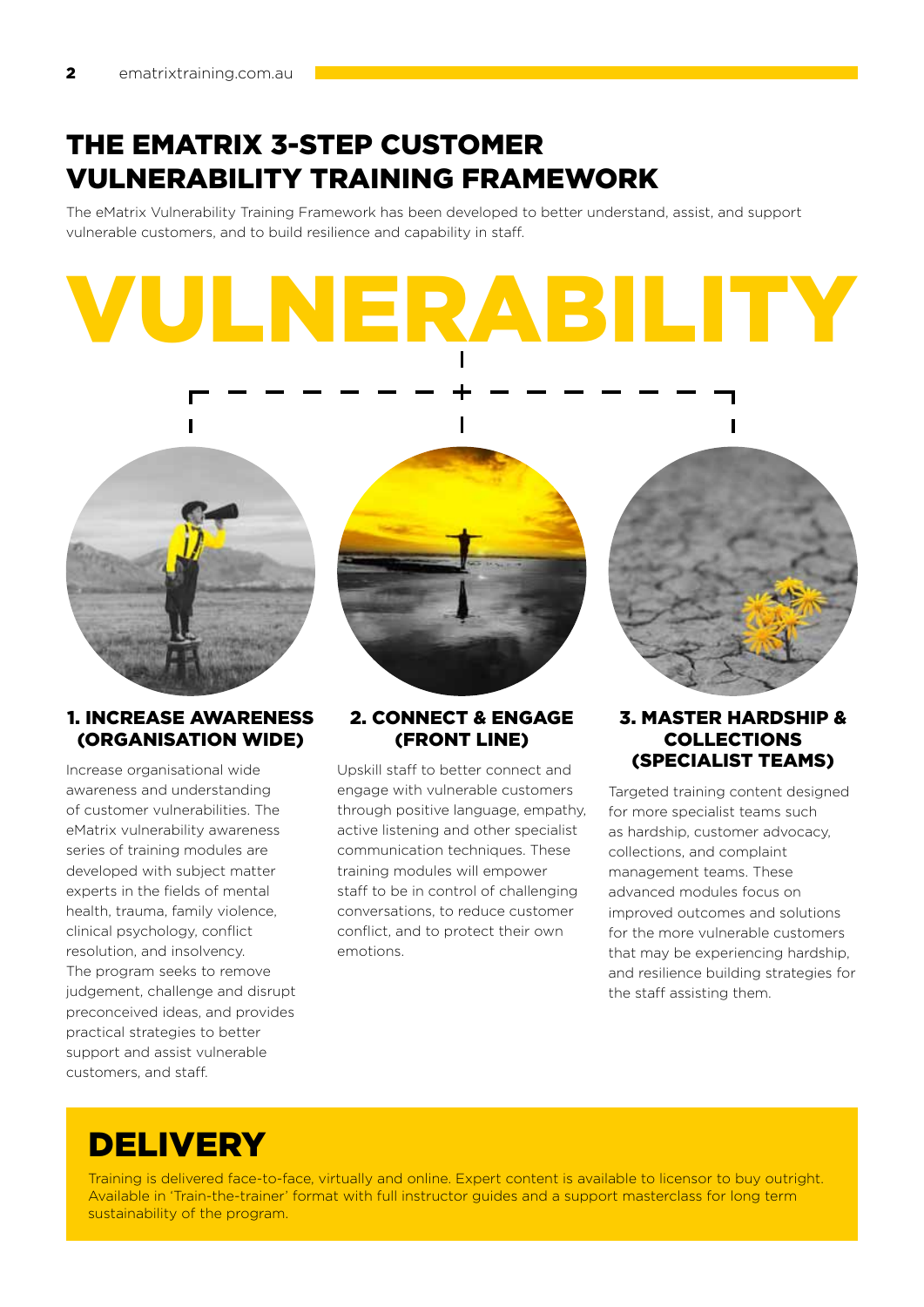# THE EMATRIX 3-STEP CUSTOMER VULNERABILITY TRAINING FRAMEWORK

The eMatrix Vulnerability Training Framework has been developed to better understand, assist, and support vulnerable customers, and to build resilience and capability in staff.

# VULNERABILITY

### 1. INCREASE AWARENESS (ORGANISATION WIDE)

Increase organisational wide awareness and understanding of customer vulnerabilities. The eMatrix vulnerability awareness series of training modules are developed with subject matter experts in the fields of mental health, trauma, family violence, clinical psychology, conflict resolution, and insolvency. The program seeks to remove judgement, challenge and disrupt preconceived ideas, and provides practical strategies to better support and assist vulnerable customers, and staff.

### 2. CONNECT & ENGAGE (FRONT LINE)

Upskill staff to better connect and engage with vulnerable customers through positive language, empathy, active listening and other specialist communication techniques. These training modules will empower staff to be in control of challenging conversations, to reduce customer conflict, and to protect their own emotions.

### 3. MASTER HARDSHIP & COLLECTIONS (SPECIALIST TEAMS)

Targeted training content designed for more specialist teams such as hardship, customer advocacy, collections, and complaint management teams. These advanced modules focus on improved outcomes and solutions for the more vulnerable customers that may be experiencing hardship, and resilience building strategies for the staff assisting them.

## DELIVERY

Training is delivered face-to-face, virtually and online. Expert content is available to licensor to buy outright. Available in 'Train-the-trainer' format with full instructor guides and a support masterclass for long term sustainability of the program.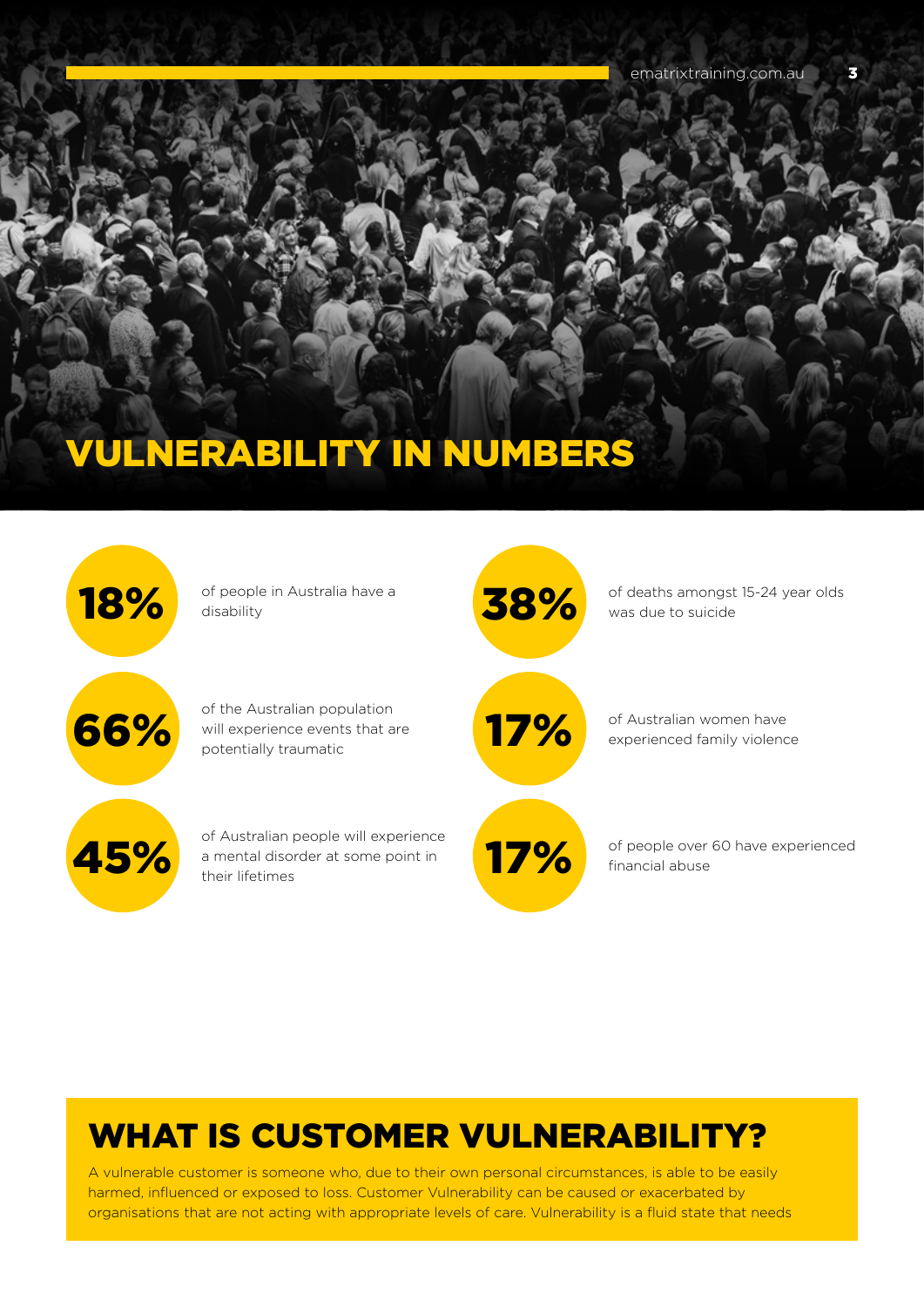# VULNERABILITY IN NUMBERS

**18%** of people in Australia have a disability

**66%** of the Australian population will experience events that are potentially traumatic

**45%** of Australian people will experience a mental disorder at some point in their lifetimes

**38%** of deaths amongst 15-24 year olds was due to suicide

**17%** of Australian women have experienced family violence

**17%** of people over 60 have experienced financial abuse

## WHAT IS CUSTOMER VULNERABILITY?

A vulnerable customer is someone who, due to their own personal circumstances, is able to be easily harmed, influenced or exposed to loss. Customer Vulnerability can be caused or exacerbated by organisations that are not acting with appropriate levels of care. Vulnerability is a fluid state that needs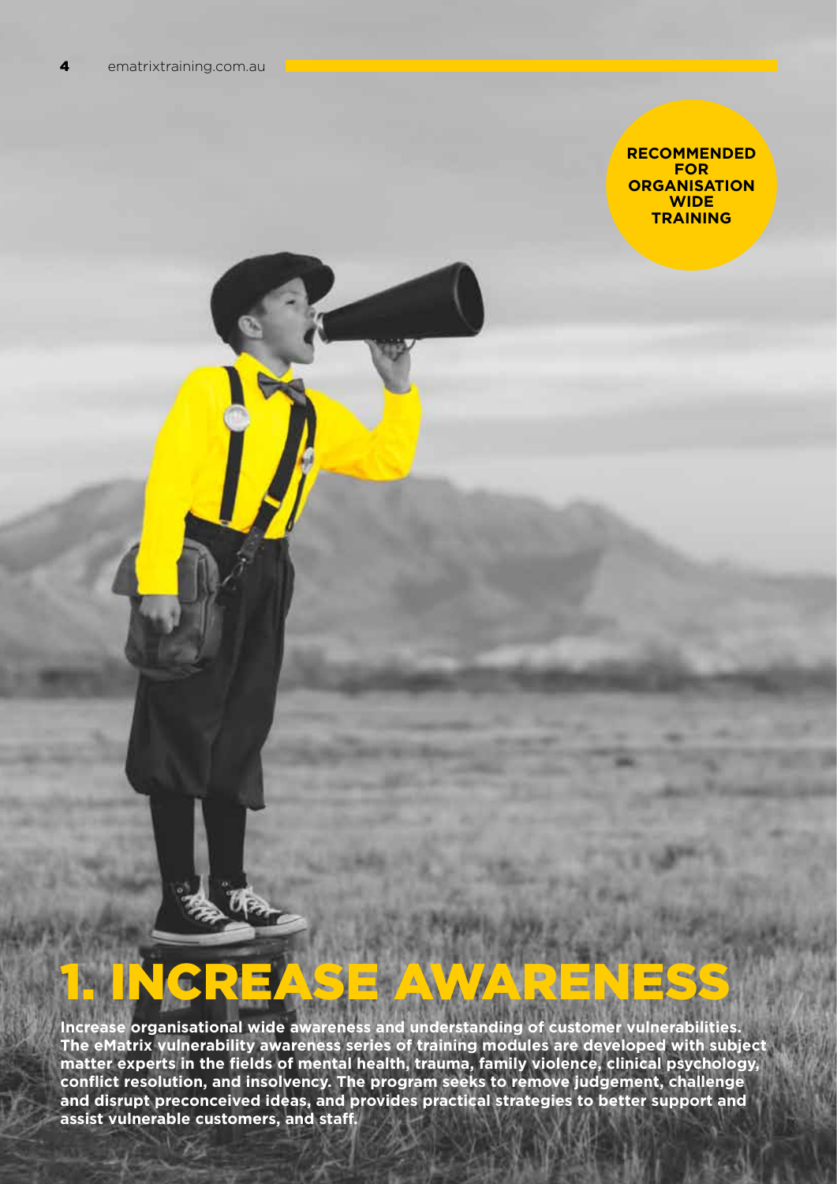**RECOMMENDED FOR ORGANISATION WIDE TRAINING**

# 1. INCREASE AWARENESS

**Increase organisational wide awareness and understanding of customer vulnerabilities. The eMatrix vulnerability awareness series of training modules are developed with subject matter experts in the fields of mental health, trauma, family violence, clinical psychology, conflict resolution, and insolvency. The program seeks to remove judgement, challenge and disrupt preconceived ideas, and provides practical strategies to better support and assist vulnerable customers, and staff.**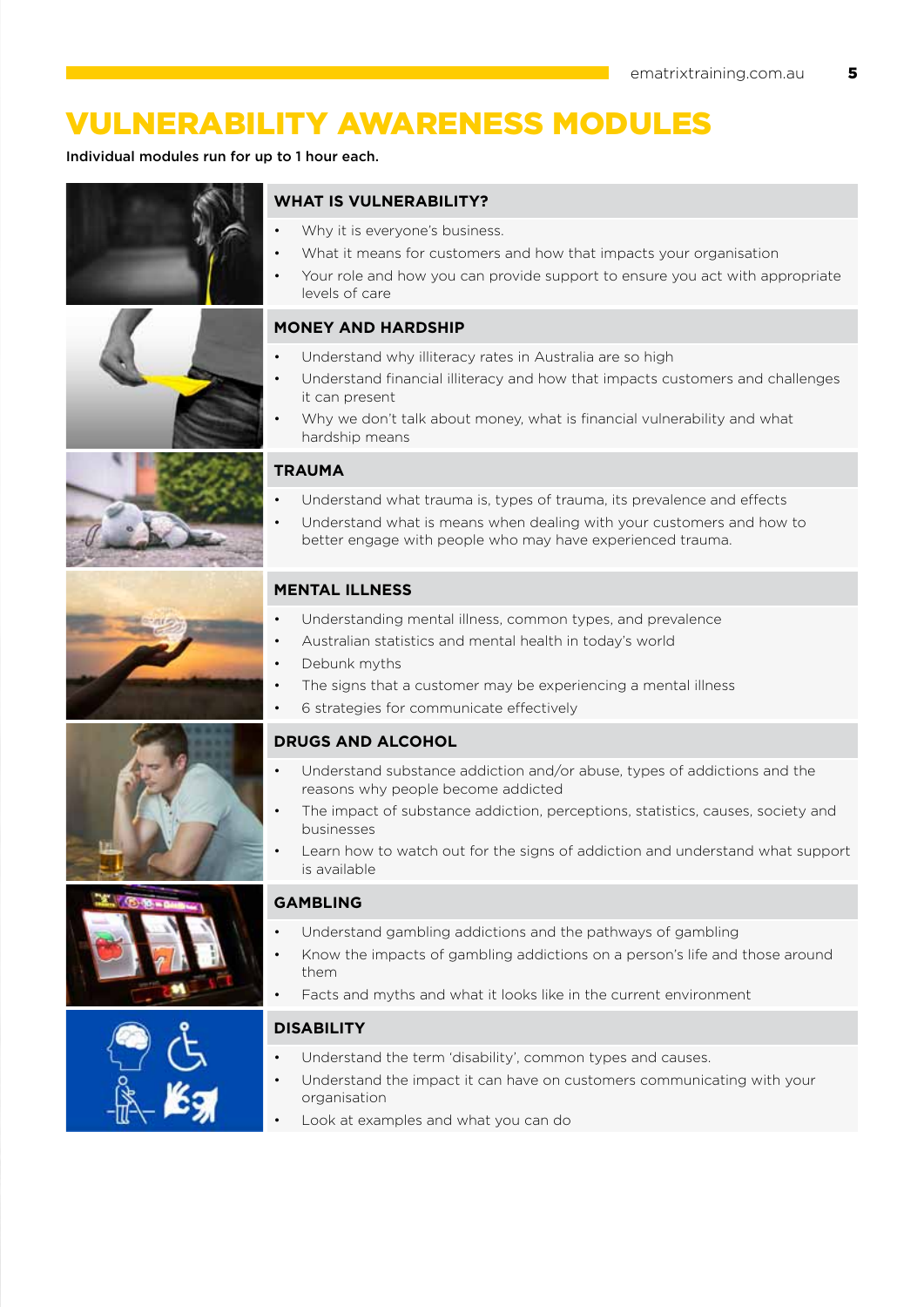# VULNERABILITY AWARENESS MODULES

**Individual modules run for up to 1 hour each.**

## WHAT IS VULNERABILITY?

- Why it is everyone's business.
- What it means for customers and how that impacts your organisation
- Your role and how you can provide support to ensure you act with appropriate levels of care

## MONEY AND HARDSHIP

- Understand why illiteracy rates in Australia are so high
- Understand financial illiteracy and how that impacts customers and challenges it can present
- Why we don't talk about money, what is financial vulnerability and what hardship means

## TRAUMA

- Understand what trauma is, types of trauma, its prevalence and effects
- Understand what is means when dealing with your customers and how to better engage with people who may have experienced trauma.

## MENTAL ILLNESS

- Understanding mental illness, common types, and prevalence
- Australian statistics and mental health in today's world
- Debunk myths
- The signs that a customer may be experiencing a mental illness
- 6 strategies for communicate effectively

## DRUGS AND ALCOHOL

- Understand substance addiction and/or abuse, types of addictions and the reasons why people become addicted
- The impact of substance addiction, perceptions, statistics, causes, society and businesses
- Learn how to watch out for the signs of addiction and understand what support is available

## GAMBLING

- Understand gambling addictions and the pathways of gambling
- Know the impacts of gambling addictions on a person's life and those around them
- Facts and myths and what it looks like in the current environment

## DISABILITY

- Understand the term 'disability', common types and causes.
- Understand the impact it can have on customers communicating with your organisation
- Look at examples and what you can do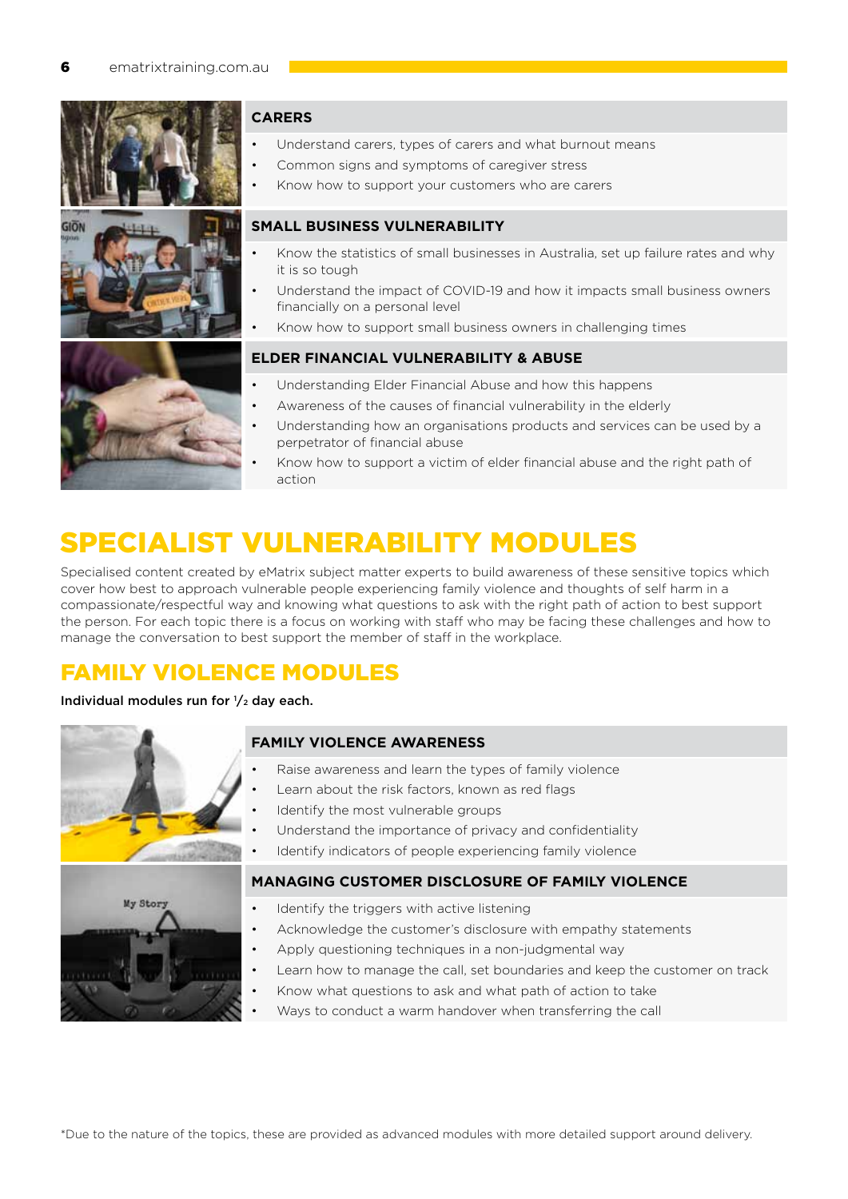### CARERS

- Understand carers, types of carers and what burnout means
- Common signs and symptoms of caregiver stress
- Know how to support your customers who are carers

### SMALL BUSINESS VULNERABILITY

- Know the statistics of small businesses in Australia, set up failure rates and why it is so tough
- Understand the impact of COVID-19 and how it impacts small business owners financially on a personal level
- Know how to support small business owners in challenging times

### ELDER FINANCIAL VULNERABILITY & ABUSE

- Understanding Elder Financial Abuse and how this happens
- Awareness of the causes of financial vulnerability in the elderly
- Understanding how an organisations products and services can be used by a perpetrator of financial abuse
- Know how to support a victim of elder financial abuse and the right path of action

# SPECIALIST VULNERABILITY MODULES

Specialised content created by eMatrix subject matter experts to build awareness of these sensitive topics which cover how best to approach vulnerable people experiencing family violence and thoughts of self harm in a compassionate/respectful way and knowing what questions to ask with the right path of action to best support the person. For each topic there is a focus on working with staff who may be facing these challenges and how to manage the conversation to best support the member of staff in the workplace.

## FAMILY VIOLENCE MODULES

**Individual modules run for ½ day each.**

### FAMILY VIOLENCE AWARENESS

- Raise awareness and learn the types of family violence
- Learn about the risk factors, known as red flags
- Identify the most vulnerable groups
- Understand the importance of privacy and confidentiality
- Identify indicators of people experiencing family violence

### MANAGING CUSTOMER DISCLOSURE OF FAMILY VIOLENCE

- Identify the triggers with active listening
- Acknowledge the customer's disclosure with empathy statements
- Apply questioning techniques in a non-judgmental way
- Learn how to manage the call, set boundaries and keep the customer on track
- Know what questions to ask and what path of action to take
- Ways to conduct a warm handover when transferring the call

*Due to the nature of the topics, these are provided as advanced modules with more detailed support around delivery.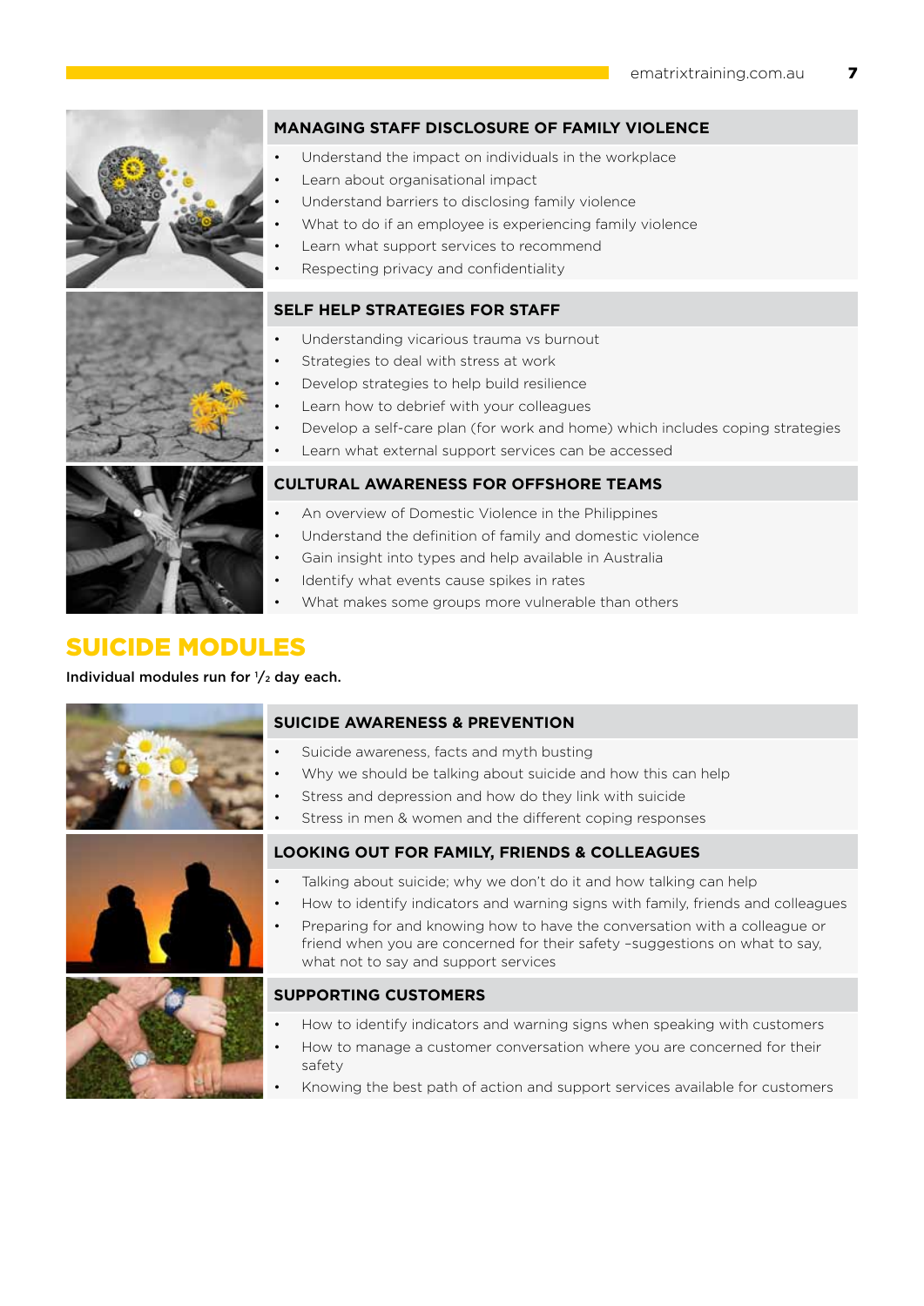### MANAGING STAFF DISCLOSURE OF FAMILY VIOLENCE

- Understand the impact on individuals in the workplace
- Learn about organisational impact
- Understand barriers to disclosing family violence
- What to do if an employee is experiencing family violence
- Learn what support services to recommend
- Respecting privacy and confidentiality

### SELF HELP STRATEGIES FOR STAFF

- Understanding vicarious trauma vs burnout
- Strategies to deal with stress at work
- Develop strategies to help build resilience
- Learn how to debrief with your colleagues
- Develop a self-care plan (for work and home) which includes coping strategies
- Learn what external support services can be accessed

### CULTURAL AWARENESS FOR OFFSHORE TEAMS

- An overview of Domestic Violence in the Philippines
- Understand the definition of family and domestic violence
- Gain insight into types and help available in Australia
- Identify what events cause spikes in rates
- What makes some groups more vulnerable than others

## SUICIDE MODULES

**Individual modules run for ½ day each.**

### SUICIDE AWARENESS & PREVENTION

- Suicide awareness, facts and myth busting
- Why we should be talking about suicide and how this can help
- Stress and depression and how do they link with suicide
- Stress in men & women and the different coping responses

### LOOKING OUT FOR FAMILY, FRIENDS & COLLEAGUES

- Talking about suicide; why we don't do it and how talking can help
- How to identify indicators and warning signs with family, friends and colleagues
- Preparing for and knowing how to have the conversation with a colleague or friend when you are concerned for their safety –suggestions on what to say, what not to say and support services

### SUPPORTING CUSTOMERS

- How to identify indicators and warning signs when speaking with customers
- How to manage a customer conversation where you are concerned for their safety
- Knowing the best path of action and support services available for customers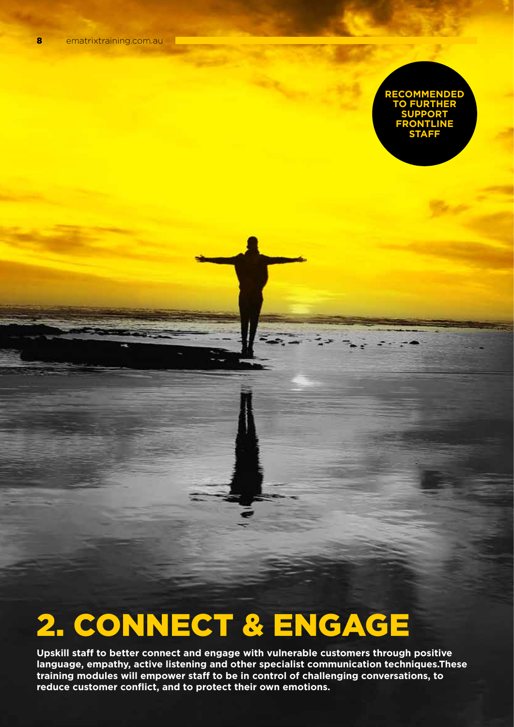**RECOMMENDED TO FURTHER SUPPORT FRONTLINE STAFF**

# 2. CONNECT & ENGAGE

**Upskill staff to better connect and engage with vulnerable customers through positive language, empathy, active listening and other specialist communication techniques.These training modules will empower staff to be in control of challenging conversations, to reduce customer conflict, and to protect their own emotions.**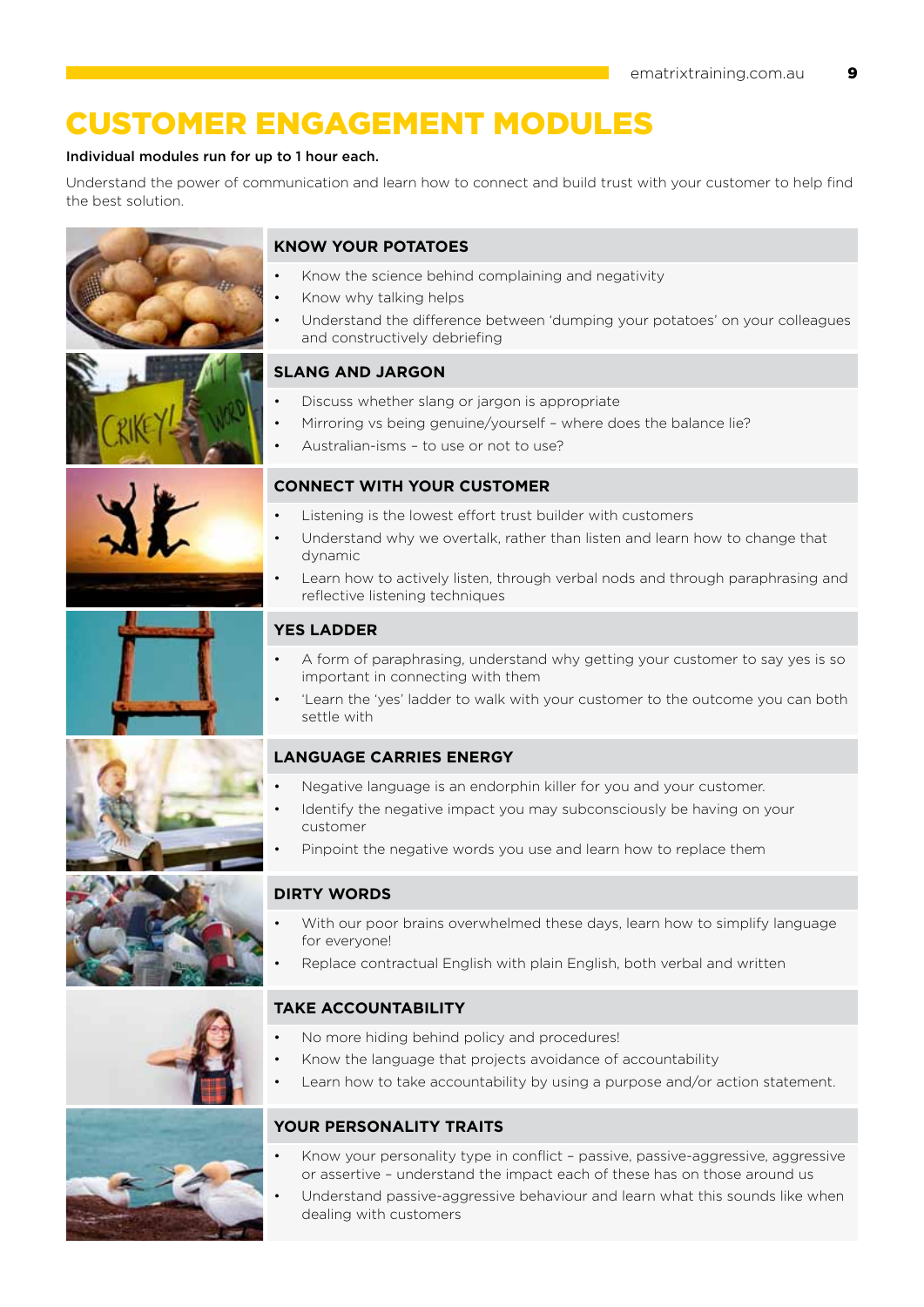# CUSTOMER ENGAGEMENT MODULES

**Individual modules run for up to 1 hour each.**

Understand the power of communication and learn how to connect and build trust with your customer to help find the best solution.

### KNOW YOUR POTATOES

- Know the science behind complaining and negativity
- Know why talking helps
- Understand the difference between 'dumping your potatoes' on your colleagues and constructively debriefing

### SLANG AND JARGON

- Discuss whether slang or jargon is appropriate
- Mirroring vs being genuine/yourself – where does the balance lie?
- Australian-isms – to use or not to use?

### CONNECT WITH YOUR CUSTOMER

- Listening is the lowest effort trust builder with customers
- Understand why we overtalk, rather than listen and learn how to change that dynamic
- Learn how to actively listen, through verbal nods and through paraphrasing and reflective listening techniques

### YES LADDER

- A form of paraphrasing, understand why getting your customer to say yes is so important in connecting with them
- 'Learn the 'yes' ladder to walk with your customer to the outcome you can both settle with

### LANGUAGE CARRIES ENERGY

- Negative language is an endorphin killer for you and your customer.
- Identify the negative impact you may subconsciously be having on your customer
- Pinpoint the negative words you use and learn how to replace them

### DIRTY WORDS

- With our poor brains overwhelmed these days, learn how to simplify language for everyone!
- Replace contractual English with plain English, both verbal and written

### TAKE ACCOUNTABILITY

- No more hiding behind policy and procedures!
- Know the language that projects avoidance of accountability
- Learn how to take accountability by using a purpose and/or action statement.

### YOUR PERSONALITY TRAITS

- Know your personality type in conflict – passive, passive-aggressive, aggressive or assertive – understand the impact each of these has on those around us
- Understand passive-aggressive behaviour and learn what this sounds like when dealing with customers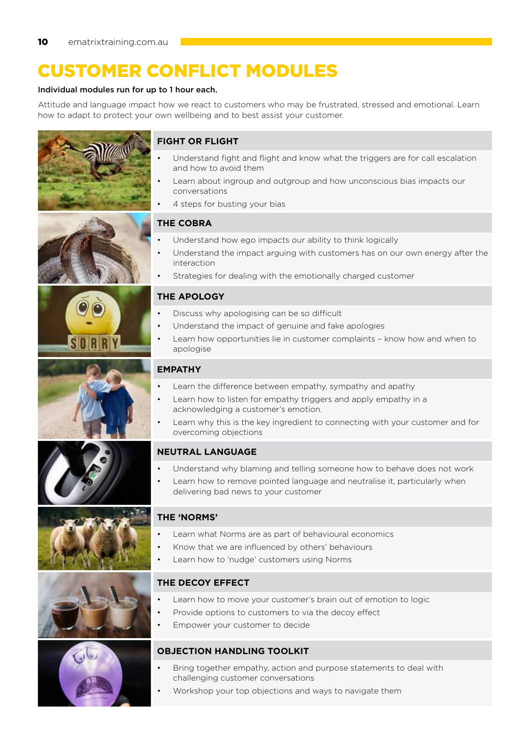# CUSTOMER CONFLICT MODULES

**Individual modules run for up to 1 hour each.**

Attitude and language impact how we react to customers who may be frustrated, stressed and emotional. Learn how to adapt to protect your own wellbeing and to best assist your customer.

### FIGHT OR FLIGHT

- Understand fight and flight and know what the triggers are for call escalation and how to avoid them
- Learn about ingroup and outgroup and how unconscious bias impacts our conversations
- 4 steps for busting your bias

### THE COBRA

- Understand how ego impacts our ability to think logically
- Understand the impact arguing with customers has on our own energy after the interaction
- Strategies for dealing with the emotionally charged customer

### THE APOLOGY

- Discuss why apologising can be so difficult
- Understand the impact of genuine and fake apologies
- Learn how opportunities lie in customer complaints – know how and when to apologise

### EMPATHY

- Learn the difference between empathy, sympathy and apathy
- Learn how to listen for empathy triggers and apply empathy in a acknowledging a customer's emotion.
- Learn why this is the key ingredient to connecting with your customer and for overcoming objections

### NEUTRAL LANGUAGE

- Understand why blaming and telling someone how to behave does not work
- Learn how to remove pointed language and neutralise it, particularly when delivering bad news to your customer

### THE 'NORMS'

- Learn what Norms are as part of behavioural economics
- Know that we are influenced by others' behaviours
- Learn how to 'nudge' customers using Norms

### THE DECOY EFFECT

- Learn how to move your customer's brain out of emotion to logic
- Provide options to customers to via the decoy effect
- Empower your customer to decide

### OBJECTION HANDLING TOOLKIT

- Bring together empathy, action and purpose statements to deal with challenging customer conversations
- Workshop your top objections and ways to navigate them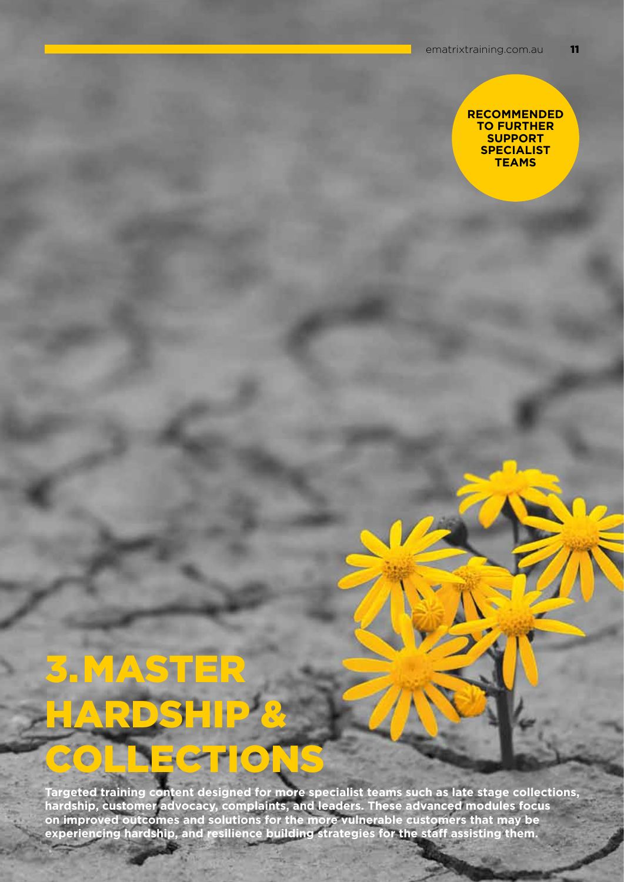**RECOMMENDED TO FURTHER SUPPORT SPECIALIST TEAMS**

# 3. MASTER HARDSHIP & COLLECTIONS

**Targeted training content designed for more specialist teams such as late stage collections, hardship, customer advocacy, complaints, and leaders. These advanced modules focus on improved outcomes and solutions for the more vulnerable customers that may be experiencing hardship, and resilience building strategies for the staff assisting them.**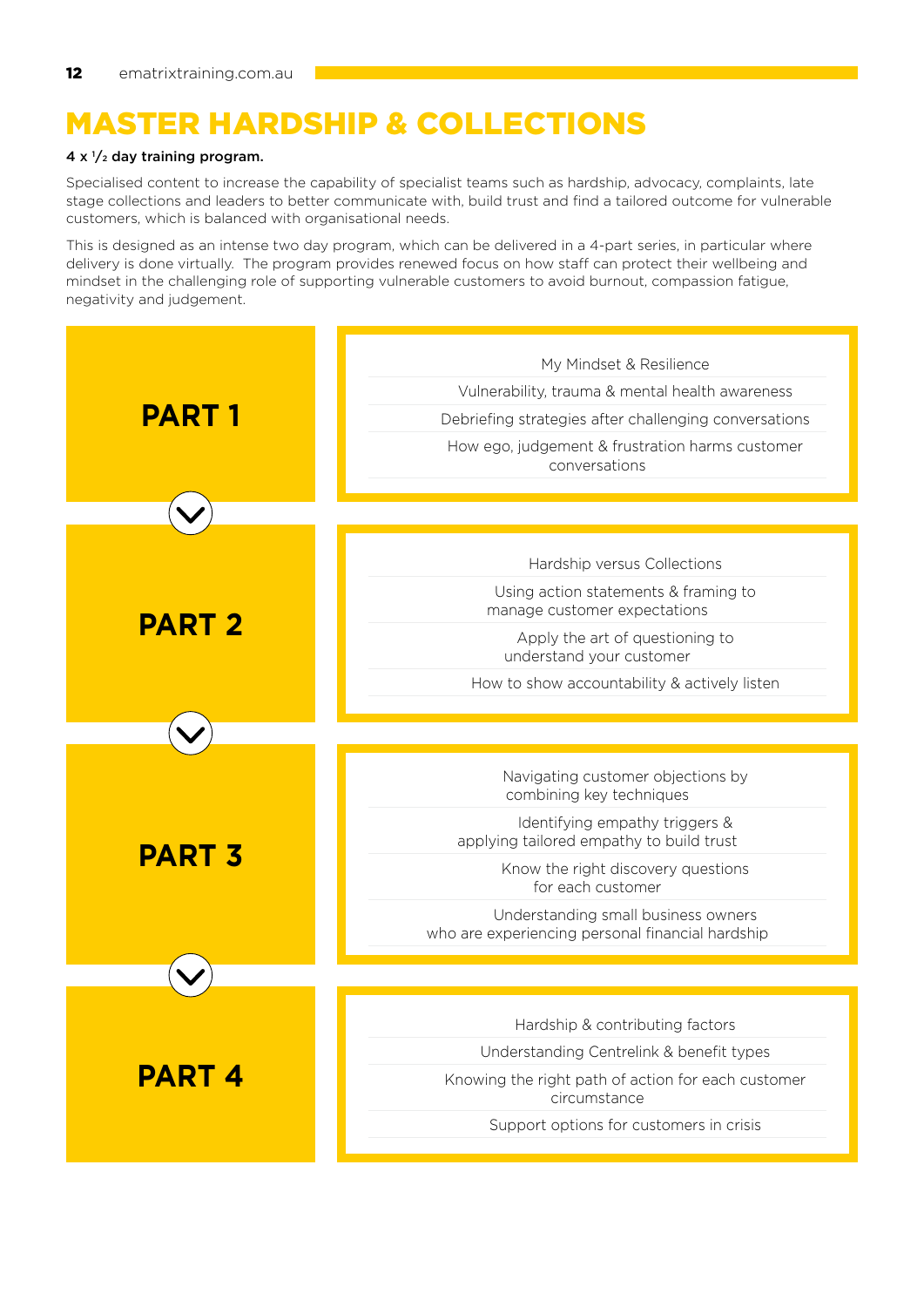# MASTER HARDSHIP & COLLECTIONS

**4 x 1/2 day training program.**

Specialised content to increase the capability of specialist teams such as hardship, advocacy, complaints, late stage collections and leaders to better communicate with, build trust and find a tailored outcome for vulnerable customers, which is balanced with organisational needs.

This is designed as an intense two day program, which can be delivered in a 4-part series, in particular where delivery is done virtually. The program provides renewed focus on how staff can protect their wellbeing and mindset in the challenging role of supporting vulnerable customers to avoid burnout, compassion fatigue, negativity and judgement.

## PART 1

- My Mindset & Resilience
- Vulnerability, trauma & mental health awareness
- Debriefing strategies after challenging conversations
- How ego, judgement & frustration harms customer conversations

## PART 2

- Hardship versus Collections
- Using action statements & framing to manage customer expectations
- Apply the art of questioning to understand your customer
- How to show accountability & actively listen

## PART 3

- Navigating customer objections by combining key techniques
- Identifying empathy triggers & applying tailored empathy to build trust
- Know the right discovery questions for each customer
- Understanding small business owners who are experiencing personal financial hardship

## PART 4

- Hardship & contributing factors
- Understanding Centrelink & benefit types
- Knowing the right path of action for each customer circumstance
- Support options for customers in crisis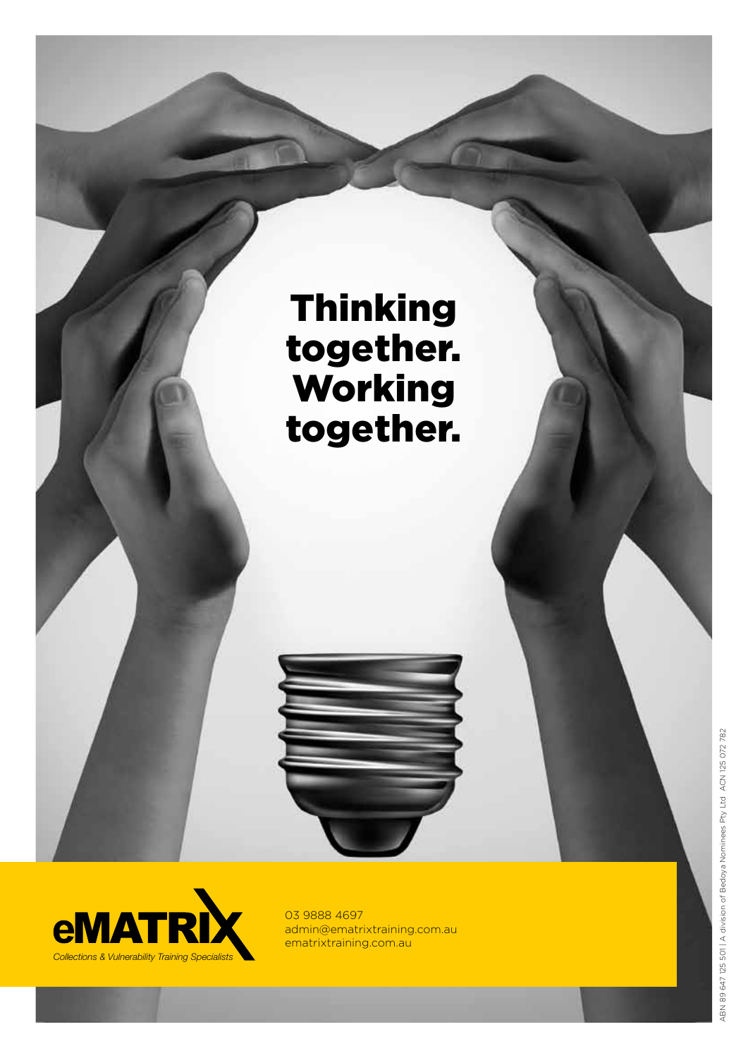# Thinking together. Working together.

eMATRIX

*Collections & Vulnerability Training Specialists*

03 9888 4697
admin@ematrixtraining.com.au
ematrixtraining.com.au

ABN 89 647 125 501 | A division of Bedoya Nominees Pty Ltd ACN 125 072 782